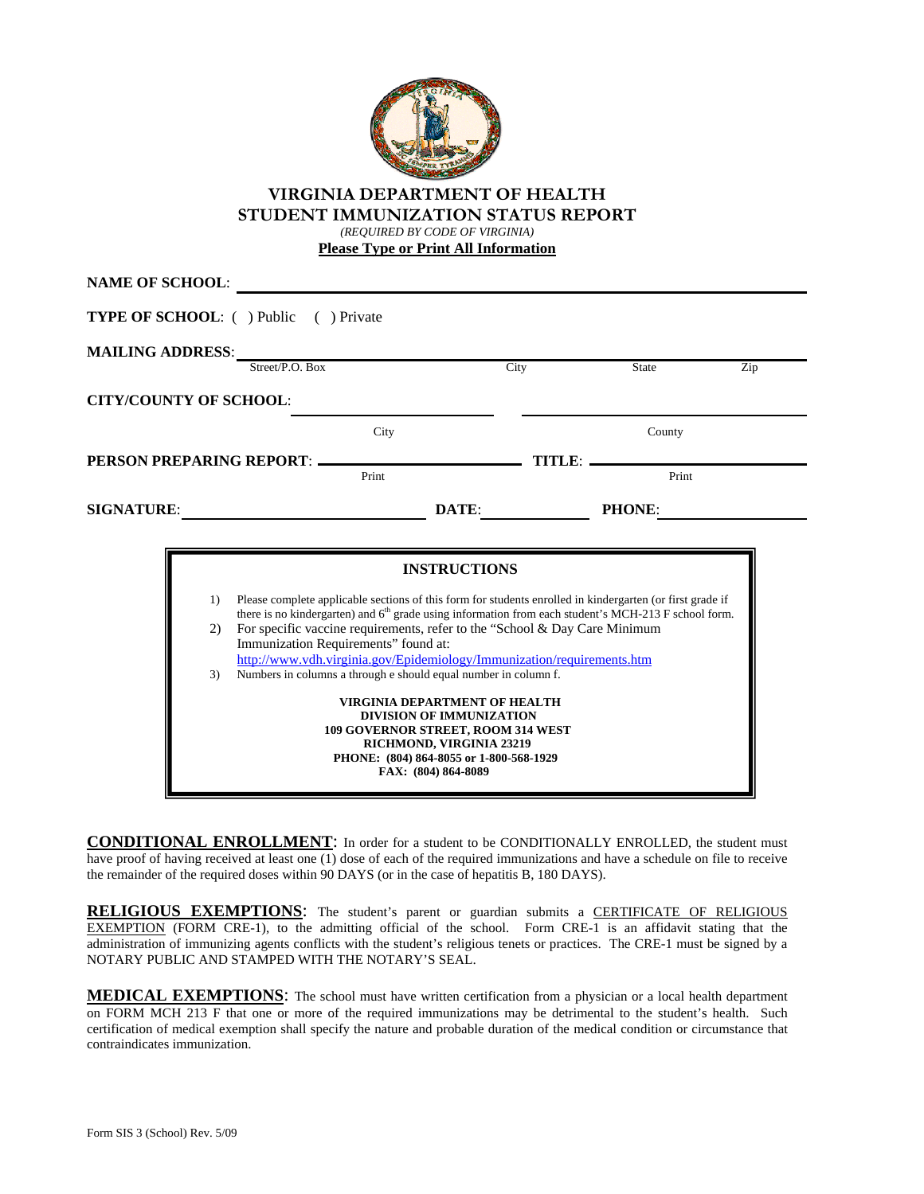# VIRGINIA DEPARTMENT OF HEALTH
# STUDENT IMMUNIZATION STATUS REPORT

*(REQUIRED BY CODE OF VIRGINIA)*

**Please Type or Print All Information**

**NAME OF SCHOOL**: ______________________________________________

**TYPE OF SCHOOL**: ( ) Public ( ) Private

**MAILING ADDRESS**: ______________________________________________
Street/P.O. Box — City — State — Zip

**CITY/COUNTY OF SCHOOL**: ____________________ ____________________
City — County

**PERSON PREPARING REPORT**: ____________________ **TITLE**: ____________________
Print — Print

**SIGNATURE**: ____________________ **DATE**: __________ **PHONE**: __________

## INSTRUCTIONS

1) Please complete applicable sections of this form for students enrolled in kindergarten (or first grade if there is no kindergarten) and 6th grade using information from each student's MCH-213 F school form.
2) For specific vaccine requirements, refer to the "School & Day Care Minimum Immunization Requirements" found at: http://www.vdh.virginia.gov/Epidemiology/Immunization/requirements.htm
3) Numbers in columns a through e should equal number in column f.

**VIRGINIA DEPARTMENT OF HEALTH**
**DIVISION OF IMMUNIZATION**
**109 GOVERNOR STREET, ROOM 314 WEST**
**RICHMOND, VIRGINIA 23219**
**PHONE: (804) 864-8055 or 1-800-568-1929**
**FAX: (804) 864-8089**

**CONDITIONAL ENROLLMENT**: In order for a student to be CONDITIONALLY ENROLLED, the student must have proof of having received at least one (1) dose of each of the required immunizations and have a schedule on file to receive the remainder of the required doses within 90 DAYS (or in the case of hepatitis B, 180 DAYS).

**RELIGIOUS EXEMPTIONS**: The student's parent or guardian submits a CERTIFICATE OF RELIGIOUS EXEMPTION (FORM CRE-1), to the admitting official of the school. Form CRE-1 is an affidavit stating that the administration of immunizing agents conflicts with the student's religious tenets or practices. The CRE-1 must be signed by a NOTARY PUBLIC AND STAMPED WITH THE NOTARY'S SEAL.

**MEDICAL EXEMPTIONS**: The school must have written certification from a physician or a local health department on FORM MCH 213 F that one or more of the required immunizations may be detrimental to the student's health. Such certification of medical exemption shall specify the nature and probable duration of the medical condition or circumstance that contraindicates immunization.

Form SIS 3 (School) Rev. 5/09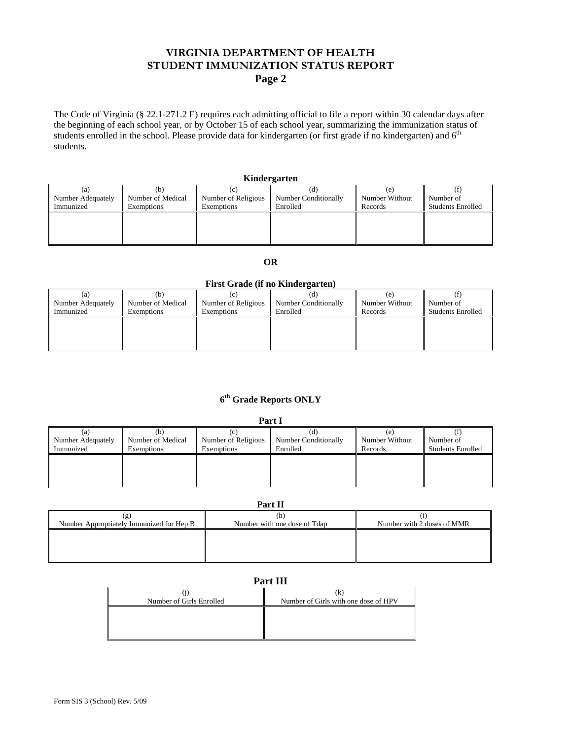# VIRGINIA DEPARTMENT OF HEALTH
# STUDENT IMMUNIZATION STATUS REPORT
## Page 2

The Code of Virginia (§ 22.1-271.2 E) requires each admitting official to file a report within 30 calendar days after the beginning of each school year, or by October 15 of each school year, summarizing the immunization status of students enrolled in the school. Please provide data for kindergarten (or first grade if no kindergarten) and 6th students.

**Kindergarten**

| (a) Number Adequately Immunized | (b) Number of Medical Exemptions | (c) Number of Religious Exemptions | (d) Number Conditionally Enrolled | (e) Number Without Records | (f) Number of Students Enrolled |
|---|---|---|---|---|---|
| | | | | | |

**OR**

**First Grade (if no Kindergarten)**

| (a) Number Adequately Immunized | (b) Number of Medical Exemptions | (c) Number of Religious Exemptions | (d) Number Conditionally Enrolled | (e) Number Without Records | (f) Number of Students Enrolled |
|---|---|---|---|---|---|
| | | | | | |

### 6th Grade Reports ONLY

**Part I**

| (a) Number Adequately Immunized | (b) Number of Medical Exemptions | (c) Number of Religious Exemptions | (d) Number Conditionally Enrolled | (e) Number Without Records | (f) Number of Students Enrolled |
|---|---|---|---|---|---|
| | | | | | |

**Part II**

| (g) Number Appropriately Immunized for Hep B | (h) Number with one dose of Tdap | (i) Number with 2 doses of MMR |
|---|---|---|
| | | |

**Part III**

| (j) Number of Girls Enrolled | (k) Number of Girls with one dose of HPV |
|---|---|
| | |

Form SIS 3 (School) Rev. 5/09